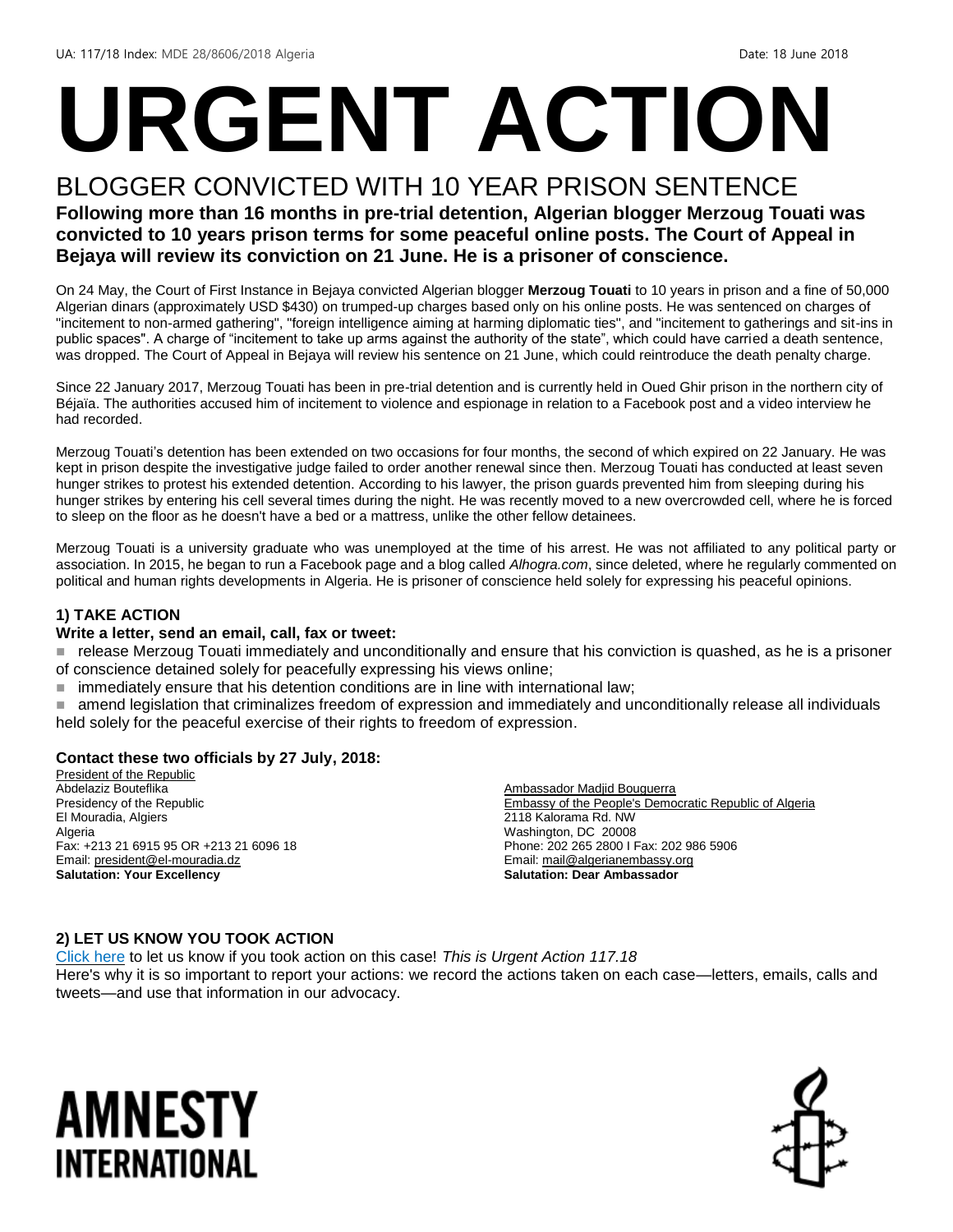UA: 117/18 Index: MDE 28/8606/2018 Algeria Date: 18 June 2018

# URGENT ACTION

## BLOGGER CONVICTED WITH 10 YEAR PRISON SENTENCE

**Following more than 16 months in pre-trial detention, Algerian blogger Merzoug Touati was convicted to 10 years prison terms for some peaceful online posts. The Court of Appeal in Bejaya will review its conviction on 21 June. He is a prisoner of conscience.**

On 24 May, the Court of First Instance in Bejaya convicted Algerian blogger **Merzoug Touati** to 10 years in prison and a fine of 50,000 Algerian dinars (approximately USD $430) on trumped-up charges based only on his online posts. He was sentenced on charges of "incitement to non-armed gathering", "foreign intelligence aiming at harming diplomatic ties", and "incitement to gatherings and sit-ins in public spaces". A charge of "incitement to take up arms against the authority of the state", which could have carried a death sentence, was dropped. The Court of Appeal in Bejaya will review his sentence on 21 June, which could reintroduce the death penalty charge.

Since 22 January 2017, Merzoug Touati has been in pre-trial detention and is currently held in Oued Ghir prison in the northern city of Béjaïa. The authorities accused him of incitement to violence and espionage in relation to a Facebook post and a video interview he had recorded.

Merzoug Touati's detention has been extended on two occasions for four months, the second of which expired on 22 January. He was kept in prison despite the investigative judge failed to order another renewal since then. Merzoug Touati has conducted at least seven hunger strikes to protest his extended detention. According to his lawyer, the prison guards prevented him from sleeping during his hunger strikes by entering his cell several times during the night. He was recently moved to a new overcrowded cell, where he is forced to sleep on the floor as he doesn't have a bed or a mattress, unlike the other fellow detainees.

Merzoug Touati is a university graduate who was unemployed at the time of his arrest. He was not affiliated to any political party or association. In 2015, he began to run a Facebook page and a blog called *Alhogra.com*, since deleted, where he regularly commented on political and human rights developments in Algeria. He is prisoner of conscience held solely for expressing his peaceful opinions.

### 1) TAKE ACTION

**Write a letter, send an email, call, fax or tweet:**

- release Merzoug Touati immediately and unconditionally and ensure that his conviction is quashed, as he is a prisoner of conscience detained solely for peacefully expressing his views online;
- immediately ensure that his detention conditions are in line with international law;
- amend legislation that criminalizes freedom of expression and immediately and unconditionally release all individuals held solely for the peaceful exercise of their rights to freedom of expression.

**Contact these two officials by 27 July, 2018:**

President of the Republic
Abdelaziz Bouteflika
Presidency of the Republic
El Mouradia, Algiers
Algeria
Fax: +213 21 6915 95 OR +213 21 6096 18
Email: president@el-mouradia.dz
**Salutation: Your Excellency**

Ambassador Madjid Bouguerra
Embassy of the People's Democratic Republic of Algeria
2118 Kalorama Rd. NW
Washington, DC 20008
Phone: 202 265 2800 I Fax: 202 986 5906
Email: mail@algerianembassy.org
**Salutation: Dear Ambassador**

### 2) LET US KNOW YOU TOOK ACTION

Click here to let us know if you took action on this case! *This is Urgent Action 117.18*
Here's why it is so important to report your actions: we record the actions taken on each case—letters, emails, calls and tweets—and use that information in our advocacy.

AMNESTY INTERNATIONAL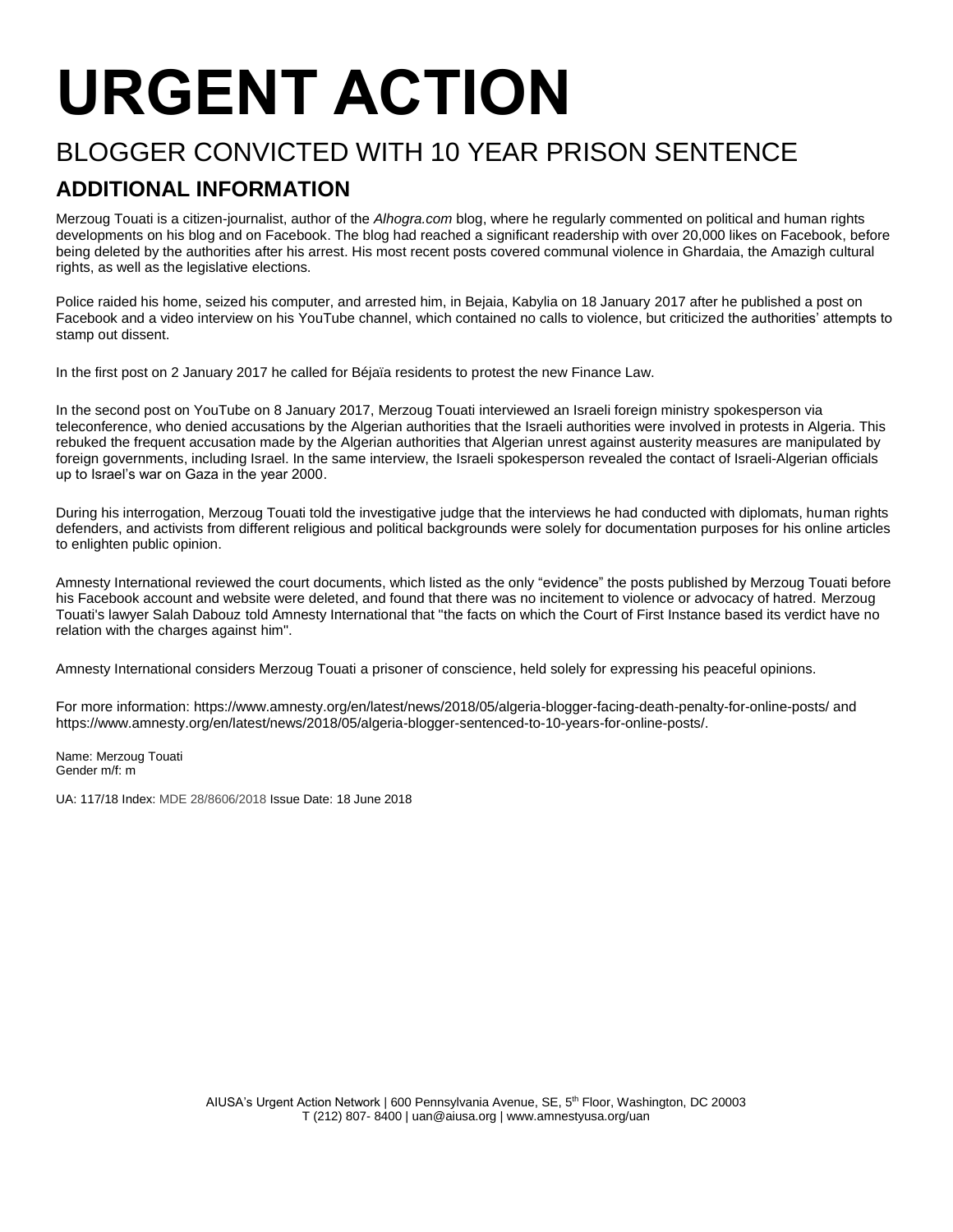# URGENT ACTION

## BLOGGER CONVICTED WITH 10 YEAR PRISON SENTENCE

### ADDITIONAL INFORMATION

Merzoug Touati is a citizen-journalist, author of the *Alhogra.com* blog, where he regularly commented on political and human rights developments on his blog and on Facebook. The blog had reached a significant readership with over 20,000 likes on Facebook, before being deleted by the authorities after his arrest. His most recent posts covered communal violence in Ghardaia, the Amazigh cultural rights, as well as the legislative elections.

Police raided his home, seized his computer, and arrested him, in Bejaia, Kabylia on 18 January 2017 after he published a post on Facebook and a video interview on his YouTube channel, which contained no calls to violence, but criticized the authorities' attempts to stamp out dissent.

In the first post on 2 January 2017 he called for Béjaïa residents to protest the new Finance Law.

In the second post on YouTube on 8 January 2017, Merzoug Touati interviewed an Israeli foreign ministry spokesperson via teleconference, who denied accusations by the Algerian authorities that the Israeli authorities were involved in protests in Algeria. This rebuked the frequent accusation made by the Algerian authorities that Algerian unrest against austerity measures are manipulated by foreign governments, including Israel. In the same interview, the Israeli spokesperson revealed the contact of Israeli-Algerian officials up to Israel's war on Gaza in the year 2000.

During his interrogation, Merzoug Touati told the investigative judge that the interviews he had conducted with diplomats, human rights defenders, and activists from different religious and political backgrounds were solely for documentation purposes for his online articles to enlighten public opinion.

Amnesty International reviewed the court documents, which listed as the only "evidence" the posts published by Merzoug Touati before his Facebook account and website were deleted, and found that there was no incitement to violence or advocacy of hatred. Merzoug Touati's lawyer Salah Dabouz told Amnesty International that "the facts on which the Court of First Instance based its verdict have no relation with the charges against him".

Amnesty International considers Merzoug Touati a prisoner of conscience, held solely for expressing his peaceful opinions.

For more information: https://www.amnesty.org/en/latest/news/2018/05/algeria-blogger-facing-death-penalty-for-online-posts/ and https://www.amnesty.org/en/latest/news/2018/05/algeria-blogger-sentenced-to-10-years-for-online-posts/.

Name: Merzoug Touati
Gender m/f: m

UA: 117/18 Index: MDE 28/8606/2018 Issue Date: 18 June 2018

AIUSA's Urgent Action Network | 600 Pennsylvania Avenue, SE, 5th Floor, Washington, DC 20003
T (212) 807- 8400 | uan@aiusa.org | www.amnestyusa.org/uan